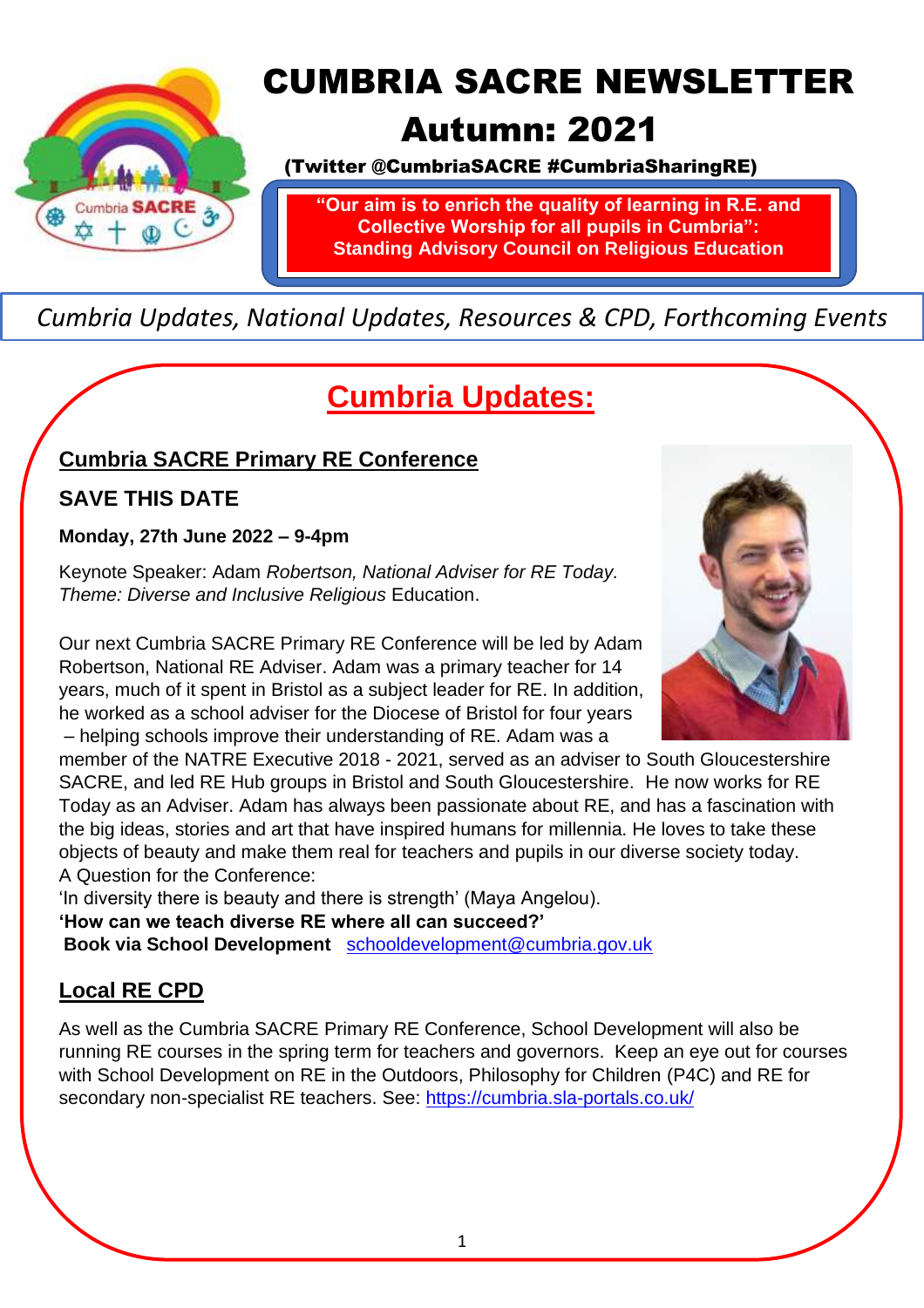# CUMBRIA SACRE NEWSLETTER

# Autumn: 2021

**(Twitter @CumbriaSACRE #CumbriaSharingRE)**

**"Our aim is to enrich the quality of learning in R.E. and Collective Worship for all pupils in Cumbria": Standing Advisory Council on Religious Education**

*Cumbria Updates, National Updates, Resources & CPD, Forthcoming Events*

## Cumbria Updates:

### Cumbria SACRE Primary RE Conference

**SAVE THIS DATE**

**Monday, 27th June 2022 – 9-4pm**

Keynote Speaker: Adam *Robertson, National Adviser for RE Today. Theme: Diverse and Inclusive Religious* Education.

Our next Cumbria SACRE Primary RE Conference will be led by Adam Robertson, National RE Adviser. Adam was a primary teacher for 14 years, much of it spent in Bristol as a subject leader for RE. In addition, he worked as a school adviser for the Diocese of Bristol for four years – helping schools improve their understanding of RE. Adam was a member of the NATRE Executive 2018 - 2021, served as an adviser to South Gloucestershire SACRE, and led RE Hub groups in Bristol and South Gloucestershire. He now works for RE Today as an Adviser. Adam has always been passionate about RE, and has a fascination with the big ideas, stories and art that have inspired humans for millennia. He loves to take these objects of beauty and make them real for teachers and pupils in our diverse society today.
A Question for the Conference:
'In diversity there is beauty and there is strength' (Maya Angelou).
**'How can we teach diverse RE where all can succeed?'**
**Book via School Development** schooldevelopment@cumbria.gov.uk

### Local RE CPD

As well as the Cumbria SACRE Primary RE Conference, School Development will also be running RE courses in the spring term for teachers and governors. Keep an eye out for courses with School Development on RE in the Outdoors, Philosophy for Children (P4C) and RE for secondary non-specialist RE teachers. See: https://cumbria.sla-portals.co.uk/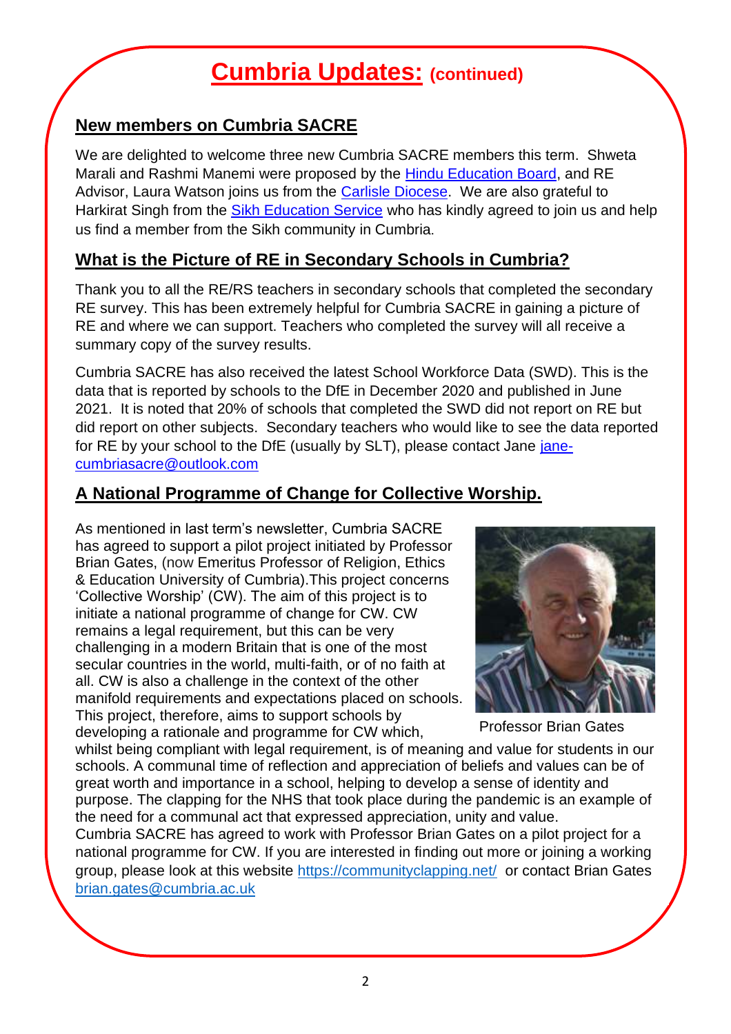# Cumbria Updates: (continued)

## New members on Cumbria SACRE

We are delighted to welcome three new Cumbria SACRE members this term. Shweta Marali and Rashmi Manemi were proposed by the Hindu Education Board, and RE Advisor, Laura Watson joins us from the Carlisle Diocese. We are also grateful to Harkirat Singh from the Sikh Education Service who has kindly agreed to join us and help us find a member from the Sikh community in Cumbria.

## What is the Picture of RE in Secondary Schools in Cumbria?

Thank you to all the RE/RS teachers in secondary schools that completed the secondary RE survey. This has been extremely helpful for Cumbria SACRE in gaining a picture of RE and where we can support. Teachers who completed the survey will all receive a summary copy of the survey results.

Cumbria SACRE has also received the latest School Workforce Data (SWD). This is the data that is reported by schools to the DfE in December 2020 and published in June 2021. It is noted that 20% of schools that completed the SWD did not report on RE but did report on other subjects. Secondary teachers who would like to see the data reported for RE by your school to the DfE (usually by SLT), please contact Jane jane-cumbriasacre@outlook.com

## A National Programme of Change for Collective Worship.

As mentioned in last term's newsletter, Cumbria SACRE has agreed to support a pilot project initiated by Professor Brian Gates, (now Emeritus Professor of Religion, Ethics & Education University of Cumbria).This project concerns 'Collective Worship' (CW). The aim of this project is to initiate a national programme of change for CW. CW remains a legal requirement, but this can be very challenging in a modern Britain that is one of the most secular countries in the world, multi-faith, or of no faith at all. CW is also a challenge in the context of the other manifold requirements and expectations placed on schools. This project, therefore, aims to support schools by developing a rationale and programme for CW which, whilst being compliant with legal requirement, is of meaning and value for students in our schools. A communal time of reflection and appreciation of beliefs and values can be of great worth and importance in a school, helping to develop a sense of identity and purpose. The clapping for the NHS that took place during the pandemic is an example of the need for a communal act that expressed appreciation, unity and value.

Professor Brian Gates

Cumbria SACRE has agreed to work with Professor Brian Gates on a pilot project for a national programme for CW. If you are interested in finding out more or joining a working group, please look at this website https://communityclapping.net/ or contact Brian Gates brian.gates@cumbria.ac.uk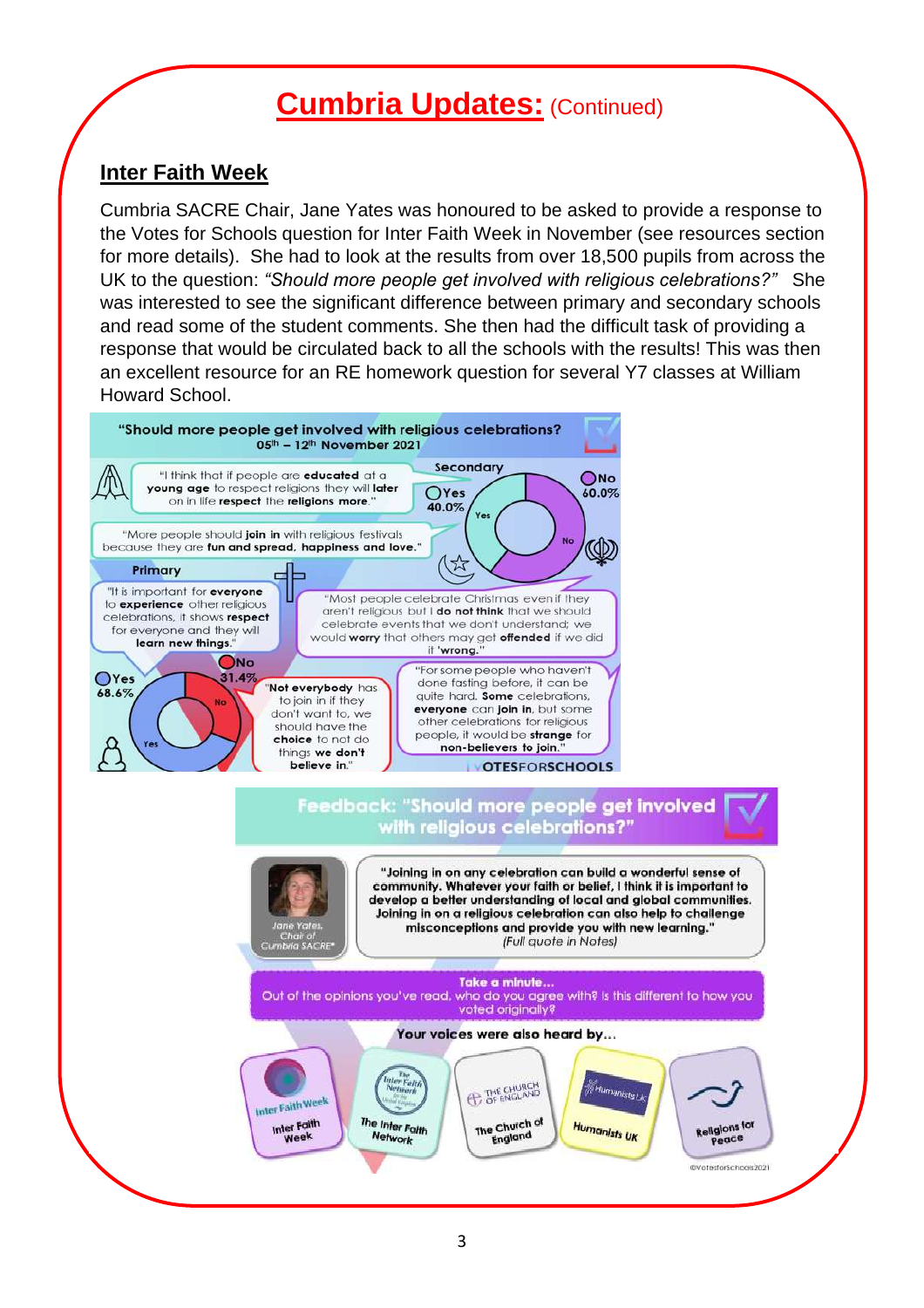# Cumbria Updates: (Continued)

## Inter Faith Week

Cumbria SACRE Chair, Jane Yates was honoured to be asked to provide a response to the Votes for Schools question for Inter Faith Week in November (see resources section for more details). She had to look at the results from over 18,500 pupils from across the UK to the question: *"Should more people get involved with religious celebrations?"* She was interested to see the significant difference between primary and secondary schools and read some of the student comments. She then had the difficult task of providing a response that would be circulated back to all the schools with the results! This was then an excellent resource for an RE homework question for several Y7 classes at William Howard School.

**"Should more people get involved with religious celebrations?"**
**05th – 12th November 2021**

**Secondary**
- Yes 40.0%
- No 60.0%

"I think that if people are **educated** at a **young age** to respect religions they will **later** on in life **respect** the **religions more**."

"More people should **join in** with religious festivals because they are **fun and spread, happiness and love**."

**Primary**
- Yes 68.6%
- No 31.4%

"It is important for **everyone** to **experience** other religious celebrations, it shows **respect** for everyone and they will **learn new things**."

"Most people celebrate Christmas even if they aren't religious but I **do not think** that we should celebrate events that we don't understand; we would **worry** that others may get **offended** if we did it **'wrong**."

"**Not everybody** has to join in if they don't want to, we should have the **choice** to not do things **we don't believe** in."

"For some people who haven't done fasting before, it can be quite hard. **Some** celebrations, **everyone** can **join in**, but some other celebrations for religious people, it would be **strange** for **non-believers to join**."

VOTESFORSCHOOLS

**Feedback: "Should more people get involved with religious celebrations?"**

Jane Yates, Chair of Cumbria SACRE*

**"Joining in on any celebration can build a wonderful sense of community. Whatever your faith or belief, I think it is important to develop a better understanding of local and global communities. Joining in on a religious celebration can also help to challenge misconceptions and provide you with new learning."**
*(Full quote in Notes)*

**Take a minute...**
Out of the opinions you've read, who do you agree with? Is this different to how you voted originally?

**Your voices were also heard by...**

Inter Faith Week | The Inter Faith Network | The Church of England | Humanists UK | Religions for Peace

©votesforschools2021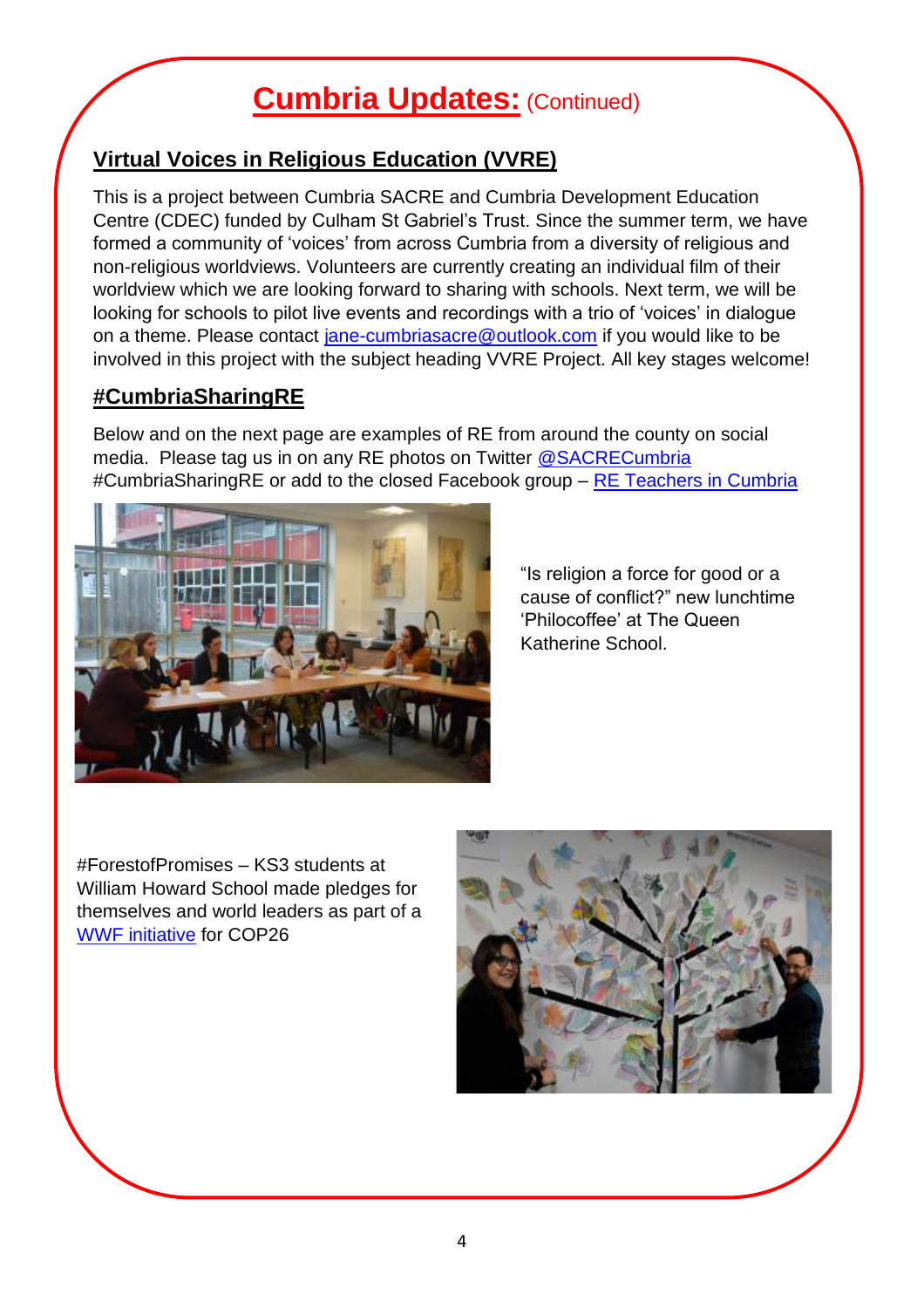# Cumbria Updates: (Continued)

## Virtual Voices in Religious Education (VVRE)

This is a project between Cumbria SACRE and Cumbria Development Education Centre (CDEC) funded by Culham St Gabriel's Trust. Since the summer term, we have formed a community of 'voices' from across Cumbria from a diversity of religious and non-religious worldviews. Volunteers are currently creating an individual film of their worldview which we are looking forward to sharing with schools. Next term, we will be looking for schools to pilot live events and recordings with a trio of 'voices' in dialogue on a theme. Please contact jane-cumbriasacre@outlook.com if you would like to be involved in this project with the subject heading VVRE Project. All key stages welcome!

## #CumbriaSharingRE

Below and on the next page are examples of RE from around the county on social media. Please tag us in on any RE photos on Twitter @SACRECumbria #CumbriaSharingRE or add to the closed Facebook group – RE Teachers in Cumbria

"Is religion a force for good or a cause of conflict?" new lunchtime 'Philocoffee' at The Queen Katherine School.

#ForestofPromises – KS3 students at William Howard School made pledges for themselves and world leaders as part of a WWF initiative for COP26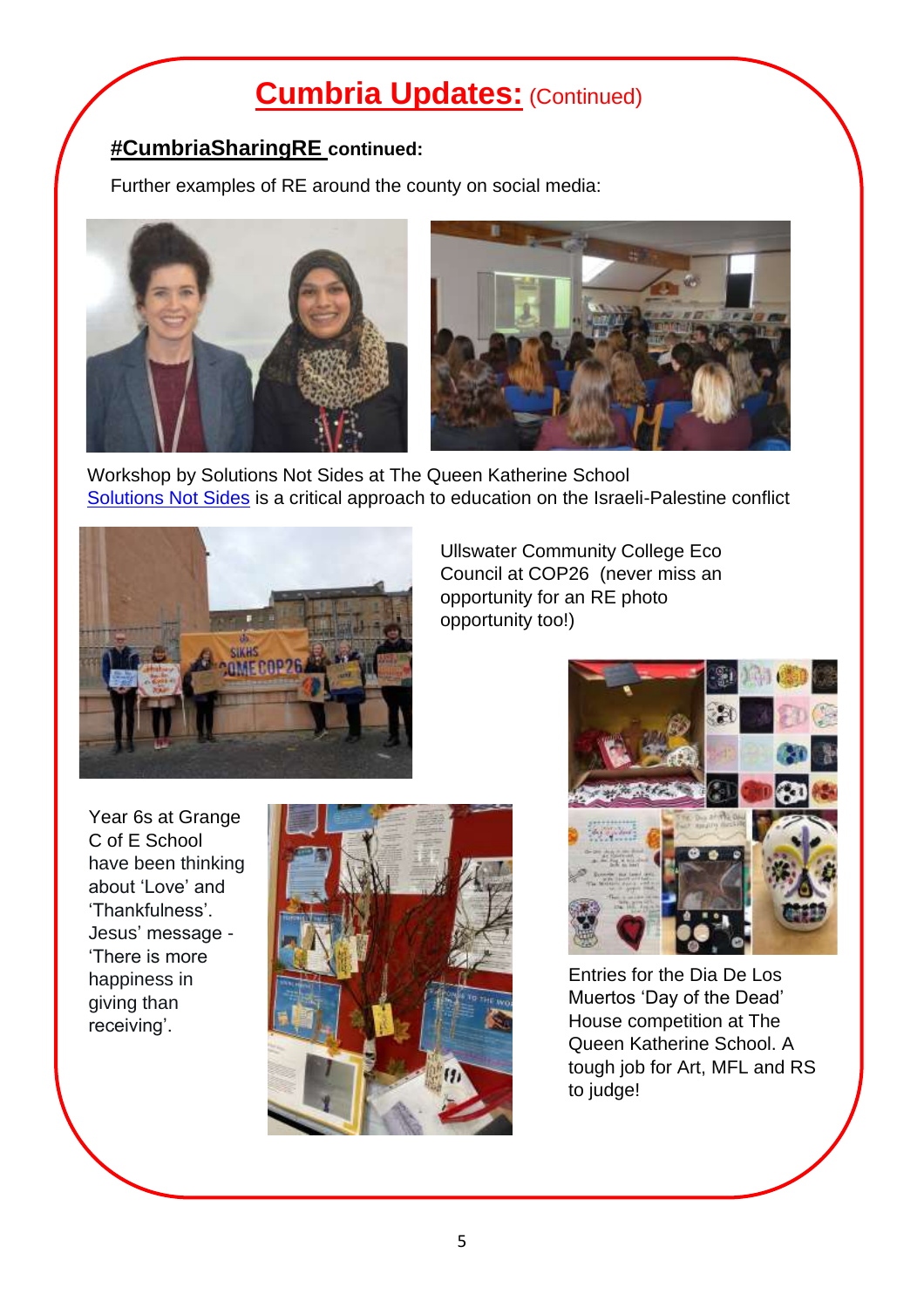# Cumbria Updates: (Continued)

## #CumbriaSharingRE continued:

Further examples of RE around the county on social media:

Workshop by Solutions Not Sides at The Queen Katherine School
Solutions Not Sides is a critical approach to education on the Israeli-Palestine conflict

Ullswater Community College Eco Council at COP26 (never miss an opportunity for an RE photo opportunity too!)

Year 6s at Grange C of E School have been thinking about 'Love' and 'Thankfulness'. Jesus' message - 'There is more happiness in giving than receiving'.

Entries for the Dia De Los Muertos 'Day of the Dead' House competition at The Queen Katherine School. A tough job for Art, MFL and RS to judge!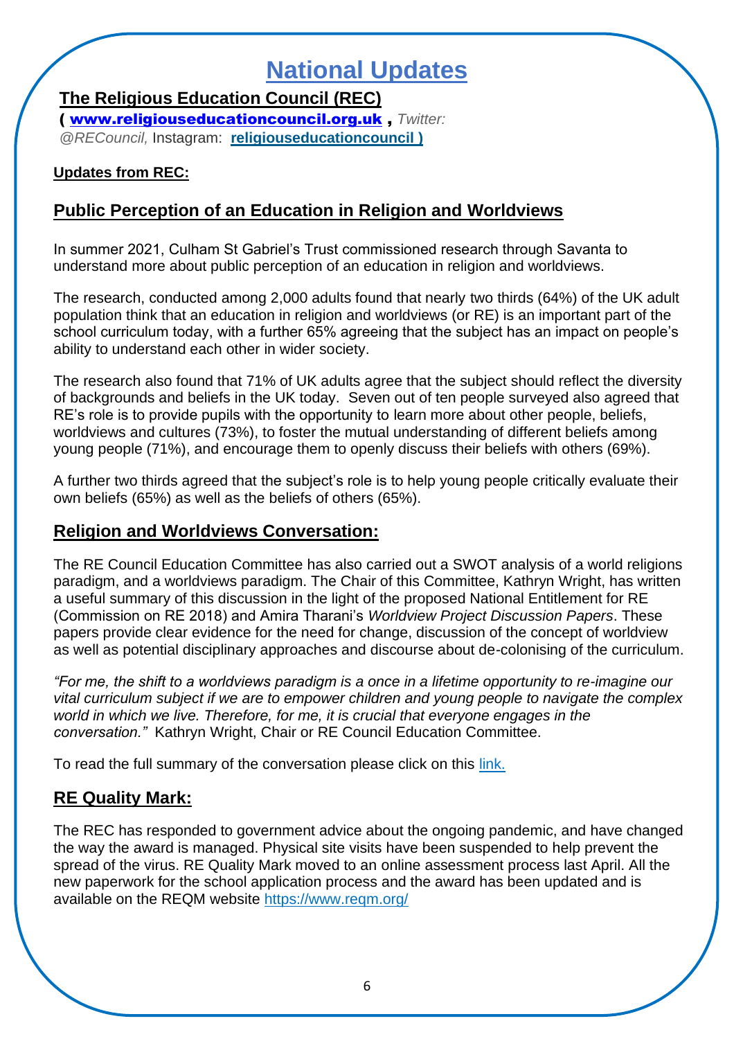# National Updates

## The Religious Education Council (REC)

**(** **www.religiouseducationcouncil.org.uk** **,** *Twitter: @RECouncil,* Instagram: **religiouseducationcouncil )**

**Updates from REC:**

### Public Perception of an Education in Religion and Worldviews

In summer 2021, Culham St Gabriel's Trust commissioned research through Savanta to understand more about public perception of an education in religion and worldviews.

The research, conducted among 2,000 adults found that nearly two thirds (64%) of the UK adult population think that an education in religion and worldviews (or RE) is an important part of the school curriculum today, with a further 65% agreeing that the subject has an impact on people's ability to understand each other in wider society.

The research also found that 71% of UK adults agree that the subject should reflect the diversity of backgrounds and beliefs in the UK today. Seven out of ten people surveyed also agreed that RE's role is to provide pupils with the opportunity to learn more about other people, beliefs, worldviews and cultures (73%), to foster the mutual understanding of different beliefs among young people (71%), and encourage them to openly discuss their beliefs with others (69%).

A further two thirds agreed that the subject's role is to help young people critically evaluate their own beliefs (65%) as well as the beliefs of others (65%).

### Religion and Worldviews Conversation:

The RE Council Education Committee has also carried out a SWOT analysis of a world religions paradigm, and a worldviews paradigm. The Chair of this Committee, Kathryn Wright, has written a useful summary of this discussion in the light of the proposed National Entitlement for RE (Commission on RE 2018) and Amira Tharani's *Worldview Project Discussion Papers*. These papers provide clear evidence for the need for change, discussion of the concept of worldview as well as potential disciplinary approaches and discourse about de-colonising of the curriculum.

*"For me, the shift to a worldviews paradigm is a once in a lifetime opportunity to re-imagine our vital curriculum subject if we are to empower children and young people to navigate the complex world in which we live. Therefore, for me, it is crucial that everyone engages in the conversation."* Kathryn Wright, Chair or RE Council Education Committee.

To read the full summary of the conversation please click on this link.

### RE Quality Mark:

The REC has responded to government advice about the ongoing pandemic, and have changed the way the award is managed. Physical site visits have been suspended to help prevent the spread of the virus. RE Quality Mark moved to an online assessment process last April. All the new paperwork for the school application process and the award has been updated and is available on the REQM website https://www.reqm.org/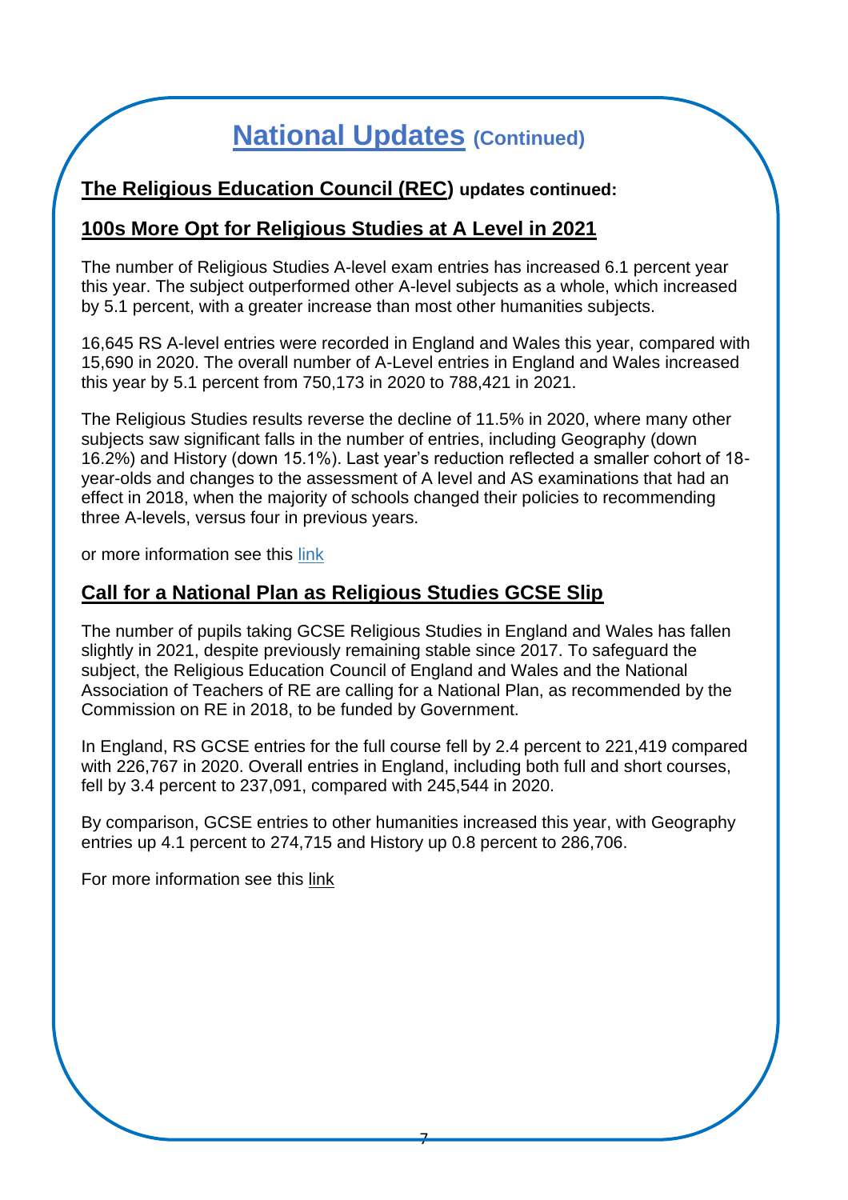# National Updates (Continued)

## The Religious Education Council (REC) updates continued:

### 100s More Opt for Religious Studies at A Level in 2021

The number of Religious Studies A-level exam entries has increased 6.1 percent year this year. The subject outperformed other A-level subjects as a whole, which increased by 5.1 percent, with a greater increase than most other humanities subjects.

16,645 RS A-level entries were recorded in England and Wales this year, compared with 15,690 in 2020. The overall number of A-Level entries in England and Wales increased this year by 5.1 percent from 750,173 in 2020 to 788,421 in 2021.

The Religious Studies results reverse the decline of 11.5% in 2020, where many other subjects saw significant falls in the number of entries, including Geography (down 16.2%) and History (down 15.1%). Last year's reduction reflected a smaller cohort of 18-year-olds and changes to the assessment of A level and AS examinations that had an effect in 2018, when the majority of schools changed their policies to recommending three A-levels, versus four in previous years.

or more information see this link

### Call for a National Plan as Religious Studies GCSE Slip

The number of pupils taking GCSE Religious Studies in England and Wales has fallen slightly in 2021, despite previously remaining stable since 2017. To safeguard the subject, the Religious Education Council of England and Wales and the National Association of Teachers of RE are calling for a National Plan, as recommended by the Commission on RE in 2018, to be funded by Government.

In England, RS GCSE entries for the full course fell by 2.4 percent to 221,419 compared with 226,767 in 2020. Overall entries in England, including both full and short courses, fell by 3.4 percent to 237,091, compared with 245,544 in 2020.

By comparison, GCSE entries to other humanities increased this year, with Geography entries up 4.1 percent to 274,715 and History up 0.8 percent to 286,706.

For more information see this link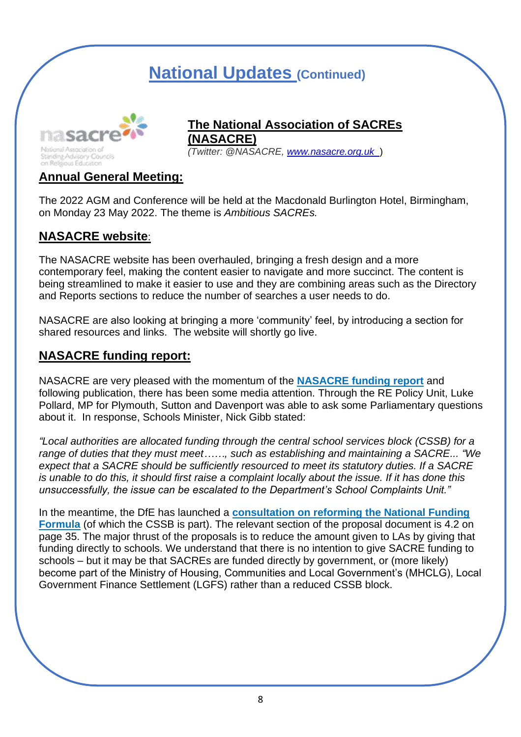# National Updates (Continued)

## The National Association of SACREs (NASACRE)

*(Twitter: @NASACRE, www.nasacre.org.uk )*

### Annual General Meeting:

The 2022 AGM and Conference will be held at the Macdonald Burlington Hotel, Birmingham, on Monday 23 May 2022. The theme is *Ambitious SACREs.*

### NASACRE website:

The NASACRE website has been overhauled, bringing a fresh design and a more contemporary feel, making the content easier to navigate and more succinct. The content is being streamlined to make it easier to use and they are combining areas such as the Directory and Reports sections to reduce the number of searches a user needs to do.

NASACRE are also looking at bringing a more 'community' feel, by introducing a section for shared resources and links. The website will shortly go live.

### NASACRE funding report:

NASACRE are very pleased with the momentum of the **NASACRE funding report** and following publication, there has been some media attention. Through the RE Policy Unit, Luke Pollard, MP for Plymouth, Sutton and Davenport was able to ask some Parliamentary questions about it. In response, Schools Minister, Nick Gibb stated:

*"Local authorities are allocated funding through the central school services block (CSSB) for a range of duties that they must meet……, such as establishing and maintaining a SACRE... "We expect that a SACRE should be sufficiently resourced to meet its statutory duties. If a SACRE is unable to do this, it should first raise a complaint locally about the issue. If it has done this unsuccessfully, the issue can be escalated to the Department's School Complaints Unit."*

In the meantime, the DfE has launched a **consultation on reforming the National Funding Formula** (of which the CSSB is part). The relevant section of the proposal document is 4.2 on page 35. The major thrust of the proposals is to reduce the amount given to LAs by giving that funding directly to schools. We understand that there is no intention to give SACRE funding to schools – but it may be that SACREs are funded directly by government, or (more likely) become part of the Ministry of Housing, Communities and Local Government's (MHCLG), Local Government Finance Settlement (LGFS) rather than a reduced CSSB block.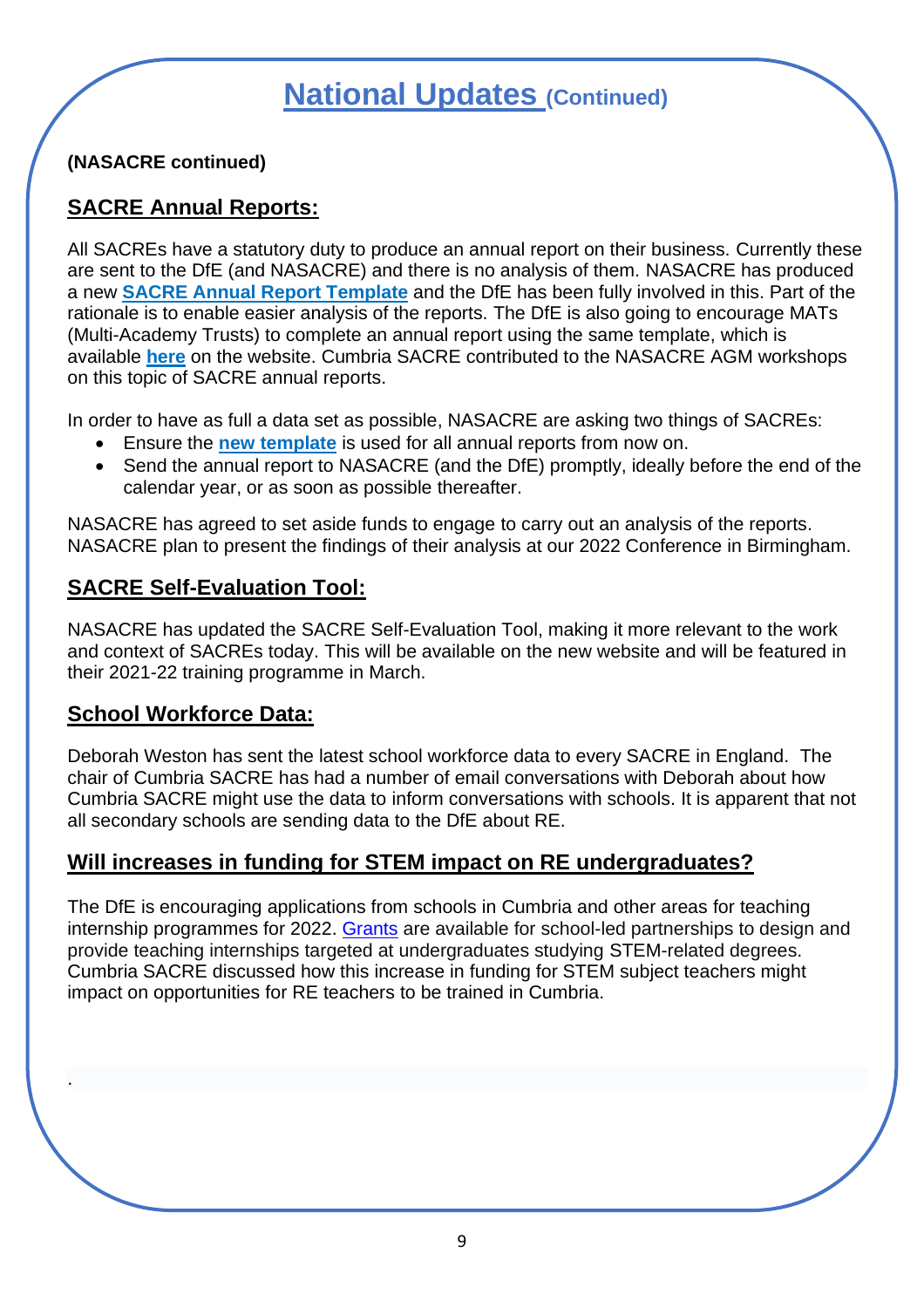# National Updates (Continued)

**(NASACRE continued)**

## SACRE Annual Reports:

All SACREs have a statutory duty to produce an annual report on their business. Currently these are sent to the DfE (and NASACRE) and there is no analysis of them. NASACRE has produced a new **SACRE Annual Report Template** and the DfE has been fully involved in this. Part of the rationale is to enable easier analysis of the reports. The DfE is also going to encourage MATs (Multi-Academy Trusts) to complete an annual report using the same template, which is available **here** on the website. Cumbria SACRE contributed to the NASACRE AGM workshops on this topic of SACRE annual reports.

In order to have as full a data set as possible, NASACRE are asking two things of SACREs:

- Ensure the **new template** is used for all annual reports from now on.
- Send the annual report to NASACRE (and the DfE) promptly, ideally before the end of the calendar year, or as soon as possible thereafter.

NASACRE has agreed to set aside funds to engage to carry out an analysis of the reports. NASACRE plan to present the findings of their analysis at our 2022 Conference in Birmingham.

## SACRE Self-Evaluation Tool:

NASACRE has updated the SACRE Self-Evaluation Tool, making it more relevant to the work and context of SACREs today. This will be available on the new website and will be featured in their 2021-22 training programme in March.

## School Workforce Data:

Deborah Weston has sent the latest school workforce data to every SACRE in England. The chair of Cumbria SACRE has had a number of email conversations with Deborah about how Cumbria SACRE might use the data to inform conversations with schools. It is apparent that not all secondary schools are sending data to the DfE about RE.

## Will increases in funding for STEM impact on RE undergraduates?

The DfE is encouraging applications from schools in Cumbria and other areas for teaching internship programmes for 2022. Grants are available for school-led partnerships to design and provide teaching internships targeted at undergraduates studying STEM-related degrees. Cumbria SACRE discussed how this increase in funding for STEM subject teachers might impact on opportunities for RE teachers to be trained in Cumbria.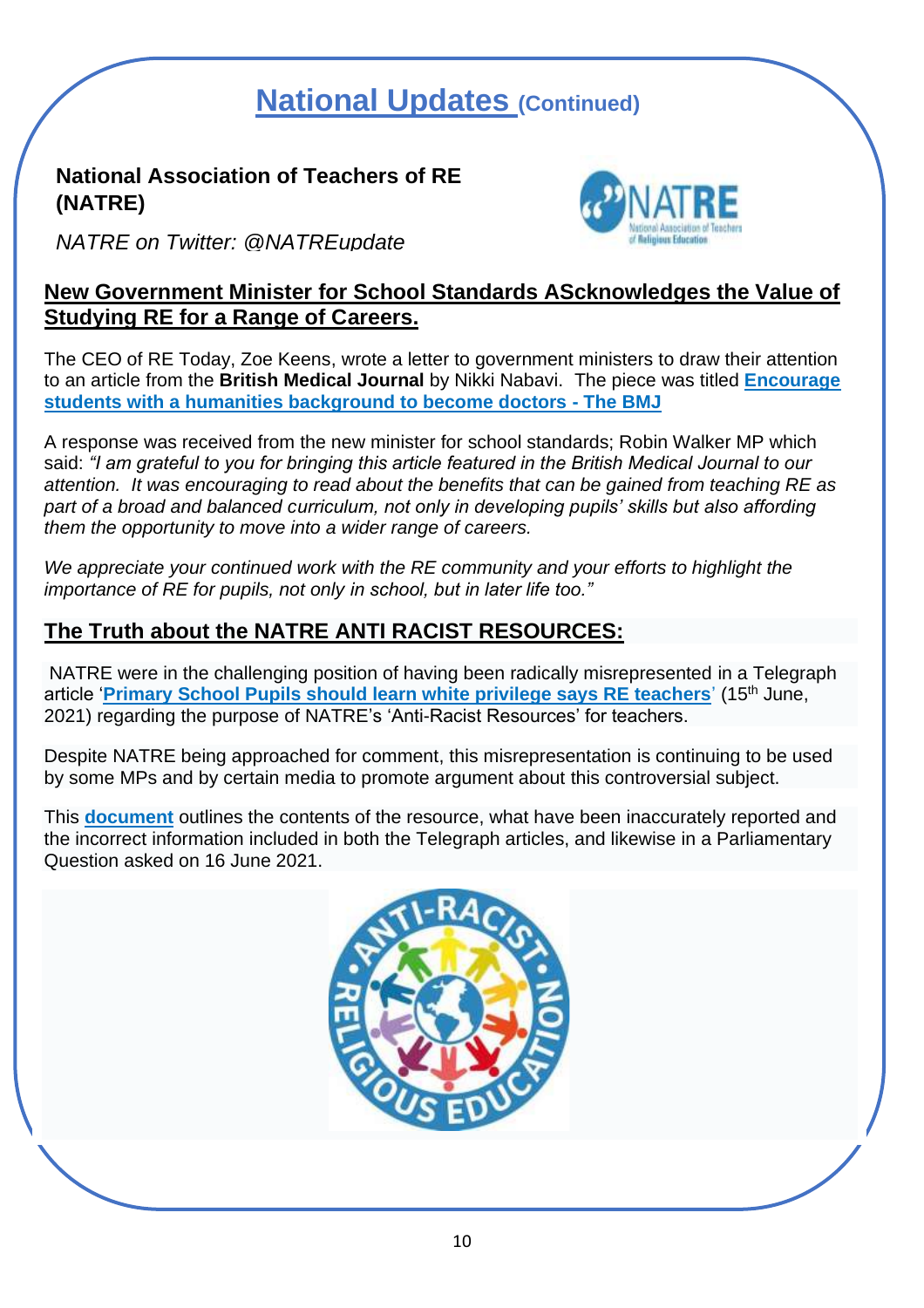# National Updates (Continued)

**National Association of Teachers of RE (NATRE)**

*NATRE on Twitter: @NATREupdate*

## New Government Minister for School Standards AScknowledges the Value of Studying RE for a Range of Careers.

The CEO of RE Today, Zoe Keens, wrote a letter to government ministers to draw their attention to an article from the **British Medical Journal** by Nikki Nabavi. The piece was titled **Encourage students with a humanities background to become doctors - The BMJ**

A response was received from the new minister for school standards; Robin Walker MP which said: *"I am grateful to you for bringing this article featured in the British Medical Journal to our attention. It was encouraging to read about the benefits that can be gained from teaching RE as part of a broad and balanced curriculum, not only in developing pupils' skills but also affording them the opportunity to move into a wider range of careers.*

*We appreciate your continued work with the RE community and your efforts to highlight the importance of RE for pupils, not only in school, but in later life too."*

## The Truth about the NATRE ANTI RACIST RESOURCES:

NATRE were in the challenging position of having been radically misrepresented in a Telegraph article '**Primary School Pupils should learn white privilege says RE teachers**' (15th June, 2021) regarding the purpose of NATRE's 'Anti-Racist Resources' for teachers.

Despite NATRE being approached for comment, this misrepresentation is continuing to be used by some MPs and by certain media to promote argument about this controversial subject.

This **document** outlines the contents of the resource, what have been inaccurately reported and the incorrect information included in both the Telegraph articles, and likewise in a Parliamentary Question asked on 16 June 2021.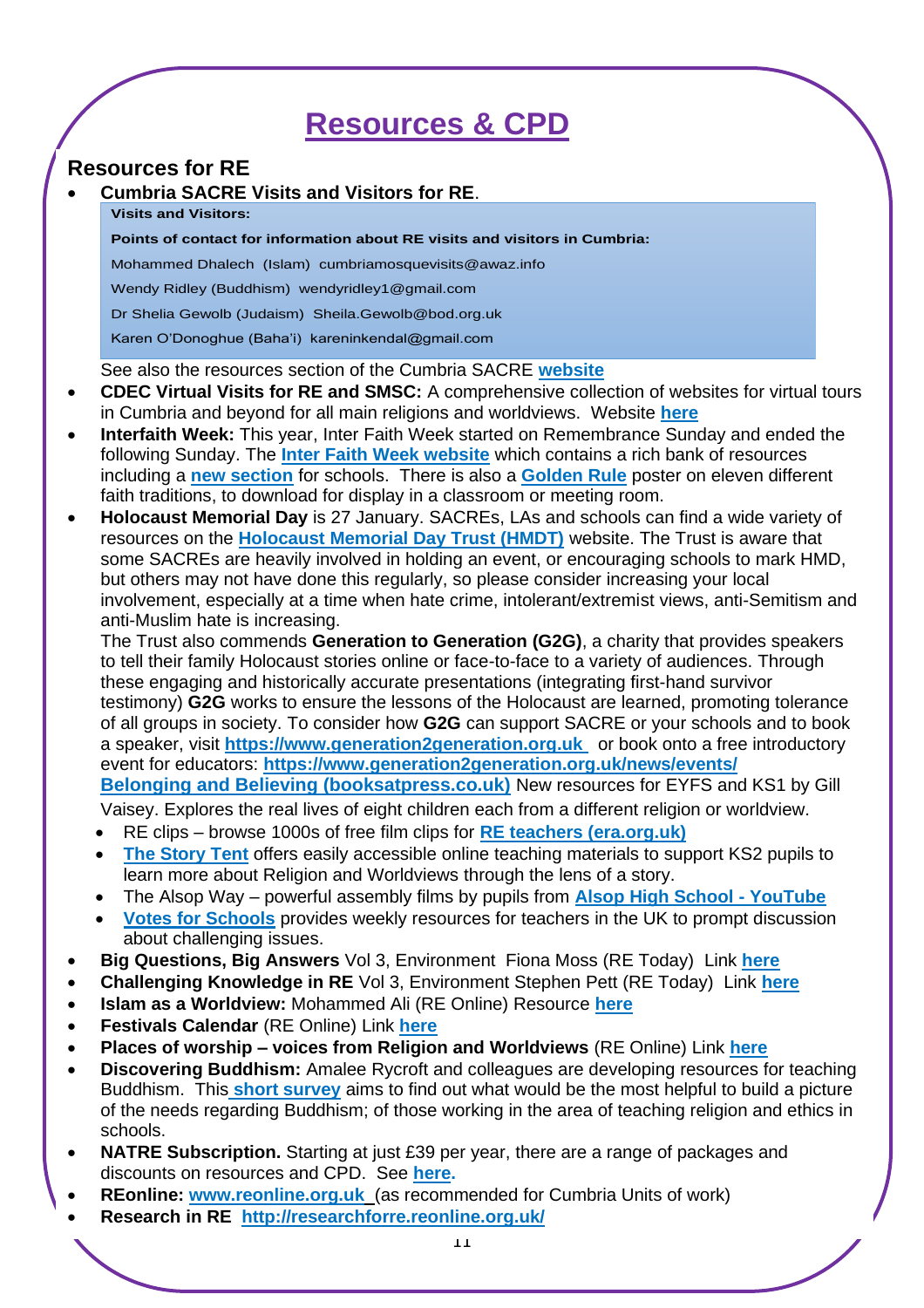# Resources & CPD

## Resources for RE

- **Cumbria SACRE Visits and Visitors for RE**.

  **Visits and Visitors:**

  **Points of contact for information about RE visits and visitors in Cumbria:**

  Mohammed Dhalech (Islam) cumbriamosquevisits@awaz.info

  Wendy Ridley (Buddhism) wendyridley1@gmail.com

  Dr Shelia Gewolb (Judaism) Sheila.Gewolb@bod.org.uk

  Karen O'Donoghue (Baha'i) kareninkendal@gmail.com

  See also the resources section of the Cumbria SACRE **website**
- **CDEC Virtual Visits for RE and SMSC:** A comprehensive collection of websites for virtual tours in Cumbria and beyond for all main religions and worldviews. Website **here**
- **Interfaith Week:** This year, Inter Faith Week started on Remembrance Sunday and ended the following Sunday. The **Inter Faith Week website** which contains a rich bank of resources including a **new section** for schools. There is also a **Golden Rule** poster on eleven different faith traditions, to download for display in a classroom or meeting room.
- **Holocaust Memorial Day** is 27 January. SACREs, LAs and schools can find a wide variety of resources on the **Holocaust Memorial Day Trust (HMDT)** website. The Trust is aware that some SACREs are heavily involved in holding an event, or encouraging schools to mark HMD, but others may not have done this regularly, so please consider increasing your local involvement, especially at a time when hate crime, intolerant/extremist views, anti-Semitism and anti-Muslim hate is increasing.

  The Trust also commends **Generation to Generation (G2G)**, a charity that provides speakers to tell their family Holocaust stories online or face-to-face to a variety of audiences. Through these engaging and historically accurate presentations (integrating first-hand survivor testimony) **G2G** works to ensure the lessons of the Holocaust are learned, promoting tolerance of all groups in society. To consider how **G2G** can support SACRE or your schools and to book a speaker, visit **https://www.generation2generation.org.uk** or book onto a free introductory event for educators: **https://www.generation2generation.org.uk/news/events/**

  **Belonging and Believing (booksatpress.co.uk)** New resources for EYFS and KS1 by Gill Vaisey. Explores the real lives of eight children each from a different religion or worldview.
  - RE clips – browse 1000s of free film clips for **RE teachers (era.org.uk)**
  - **The Story Tent** offers easily accessible online teaching materials to support KS2 pupils to learn more about Religion and Worldviews through the lens of a story.
  - The Alsop Way – powerful assembly films by pupils from **Alsop High School - YouTube**
  - **Votes for Schools** provides weekly resources for teachers in the UK to prompt discussion about challenging issues.
- **Big Questions, Big Answers** Vol 3, Environment Fiona Moss (RE Today) Link **here**
- **Challenging Knowledge in RE** Vol 3, Environment Stephen Pett (RE Today) Link **here**
- **Islam as a Worldview:** Mohammed Ali (RE Online) Resource **here**
- **Festivals Calendar** (RE Online) Link **here**
- **Places of worship – voices from Religion and Worldviews** (RE Online) Link **here**
- **Discovering Buddhism:** Amalee Rycroft and colleagues are developing resources for teaching Buddhism. This **short survey** aims to find out what would be the most helpful to build a picture of the needs regarding Buddhism; of those working in the area of teaching religion and ethics in schools.
- **NATRE Subscription.** Starting at just £39 per year, there are a range of packages and discounts on resources and CPD. See **here.**
- **REonline:** **www.reonline.org.uk** (as recommended for Cumbria Units of work)
- **Research in RE** **http://researchforre.reonline.org.uk/**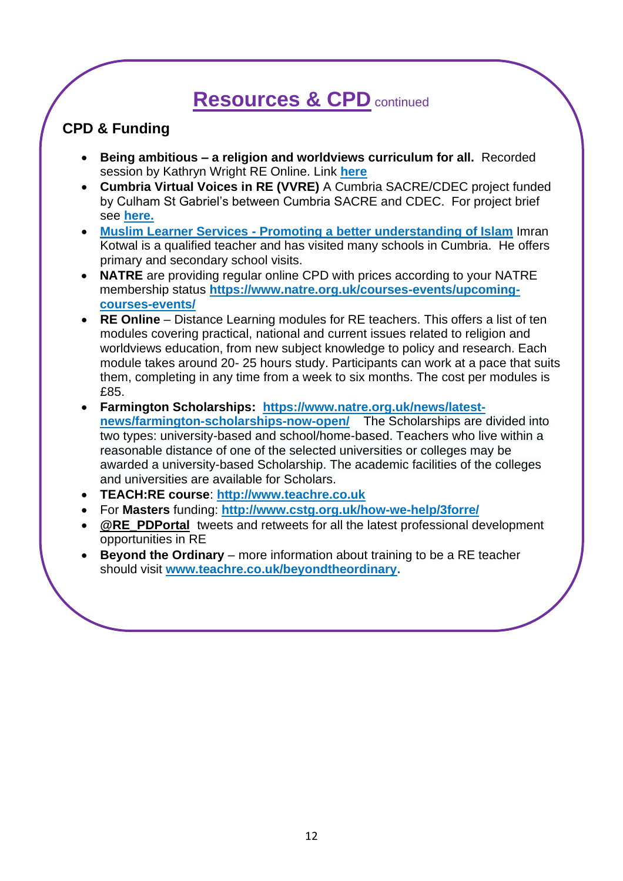# Resources & CPD continued

## CPD & Funding

- **Being ambitious – a religion and worldviews curriculum for all.** Recorded session by Kathryn Wright RE Online. Link **here**
- **Cumbria Virtual Voices in RE (VVRE)** A Cumbria SACRE/CDEC project funded by Culham St Gabriel's between Cumbria SACRE and CDEC. For project brief see **here.**
- **Muslim Learner Services - Promoting a better understanding of Islam** Imran Kotwal is a qualified teacher and has visited many schools in Cumbria. He offers primary and secondary school visits.
- **NATRE** are providing regular online CPD with prices according to your NATRE membership status **https://www.natre.org.uk/courses-events/upcoming-courses-events/**
- **RE Online** – Distance Learning modules for RE teachers. This offers a list of ten modules covering practical, national and current issues related to religion and worldviews education, from new subject knowledge to policy and research. Each module takes around 20- 25 hours study. Participants can work at a pace that suits them, completing in any time from a week to six months. The cost per modules is £85.
- **Farmington Scholarships: https://www.natre.org.uk/news/latest-news/farmington-scholarships-now-open/** The Scholarships are divided into two types: university-based and school/home-based. Teachers who live within a reasonable distance of one of the selected universities or colleges may be awarded a university-based Scholarship. The academic facilities of the colleges and universities are available for Scholars.
- **TEACH:RE course**: **http://www.teachre.co.uk**
- For **Masters** funding: **http://www.cstg.org.uk/how-we-help/3forre/**
- **@RE_PDPortal** tweets and retweets for all the latest professional development opportunities in RE
- **Beyond the Ordinary** – more information about training to be a RE teacher should visit **www.teachre.co.uk/beyondtheordinary.**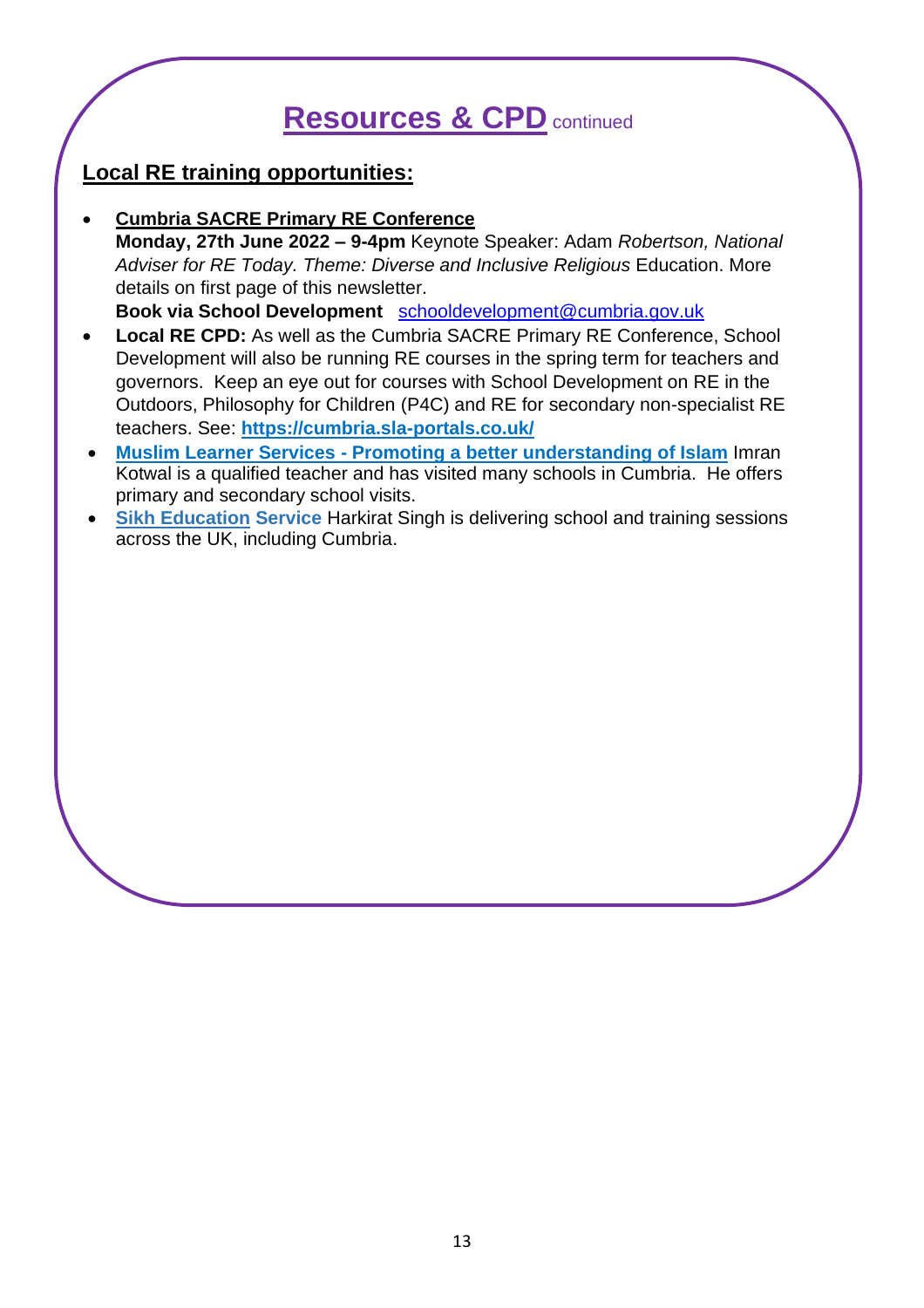# Resources & CPD continued

## Local RE training opportunities:

- **Cumbria SACRE Primary RE Conference**
  **Monday, 27th June 2022 – 9-4pm** Keynote Speaker: Adam *Robertson, National Adviser for RE Today. Theme: Diverse and Inclusive Religious* Education. More details on first page of this newsletter.
  **Book via School Development** schooldevelopment@cumbria.gov.uk
- **Local RE CPD:** As well as the Cumbria SACRE Primary RE Conference, School Development will also be running RE courses in the spring term for teachers and governors. Keep an eye out for courses with School Development on RE in the Outdoors, Philosophy for Children (P4C) and RE for secondary non-specialist RE teachers. See: **https://cumbria.sla-portals.co.uk/**
- **Muslim Learner Services - Promoting a better understanding of Islam** Imran Kotwal is a qualified teacher and has visited many schools in Cumbria. He offers primary and secondary school visits.
- **Sikh Education Service** Harkirat Singh is delivering school and training sessions across the UK, including Cumbria.